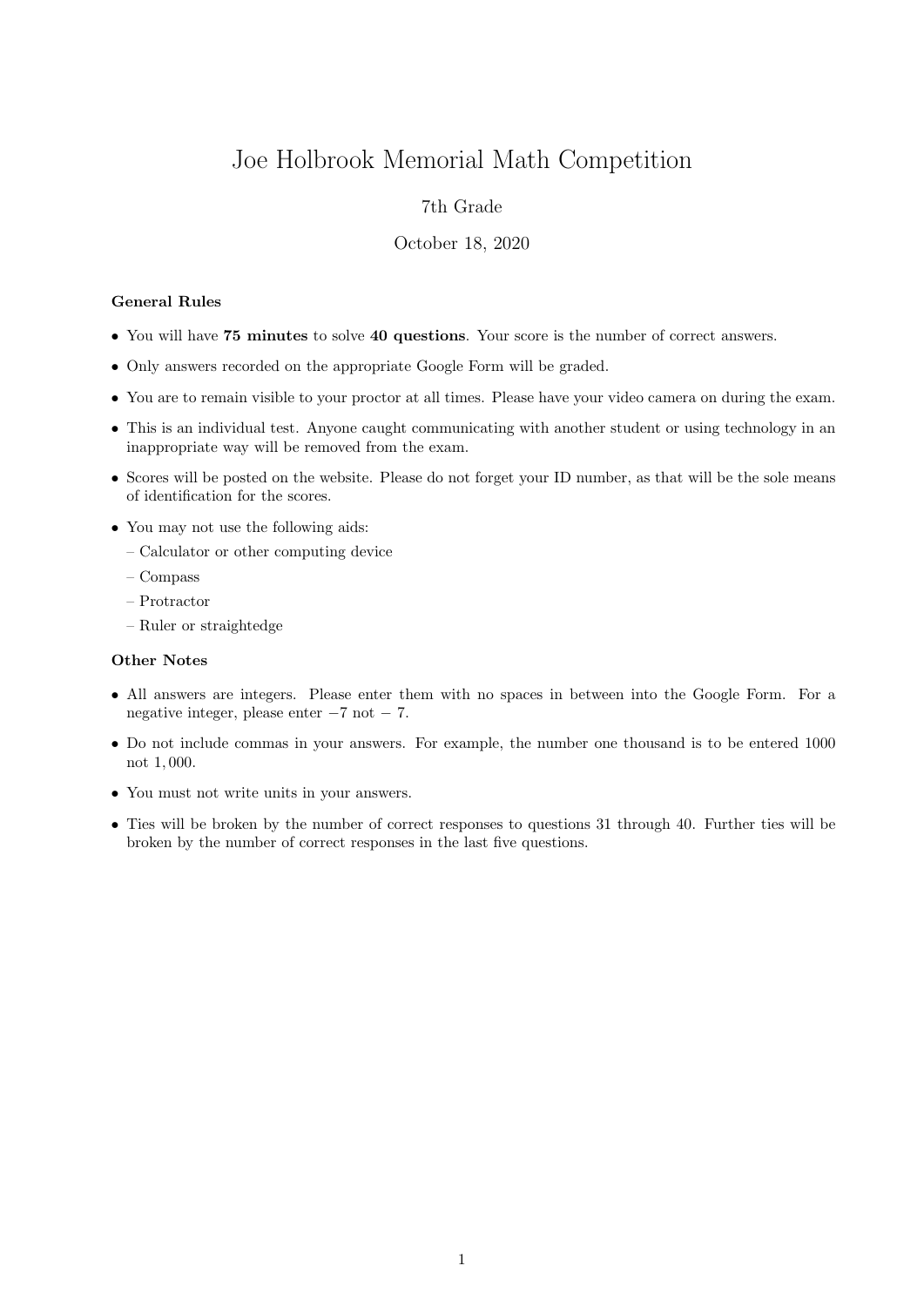# Joe Holbrook Memorial Math Competition

7th Grade

October 18, 2020

**General Rules**

- You will have **75 minutes** to solve **40 questions**. Your score is the number of correct answers.
- Only answers recorded on the appropriate Google Form will be graded.
- You are to remain visible to your proctor at all times. Please have your video camera on during the exam.
- This is an individual test. Anyone caught communicating with another student or using technology in an inappropriate way will be removed from the exam.
- Scores will be posted on the website. Please do not forget your ID number, as that will be the sole means of identification for the scores.
- You may not use the following aids:
  - Calculator or other computing device
  - Compass
  - Protractor
  - Ruler or straightedge

**Other Notes**

- All answers are integers. Please enter them with no spaces in between into the Google Form. For a negative integer, please enter $-7$ not $-\ 7$.
- Do not include commas in your answers. For example, the number one thousand is to be entered 1000 not $1,000$.
- You must not write units in your answers.
- Ties will be broken by the number of correct responses to questions 31 through 40. Further ties will be broken by the number of correct responses in the last five questions.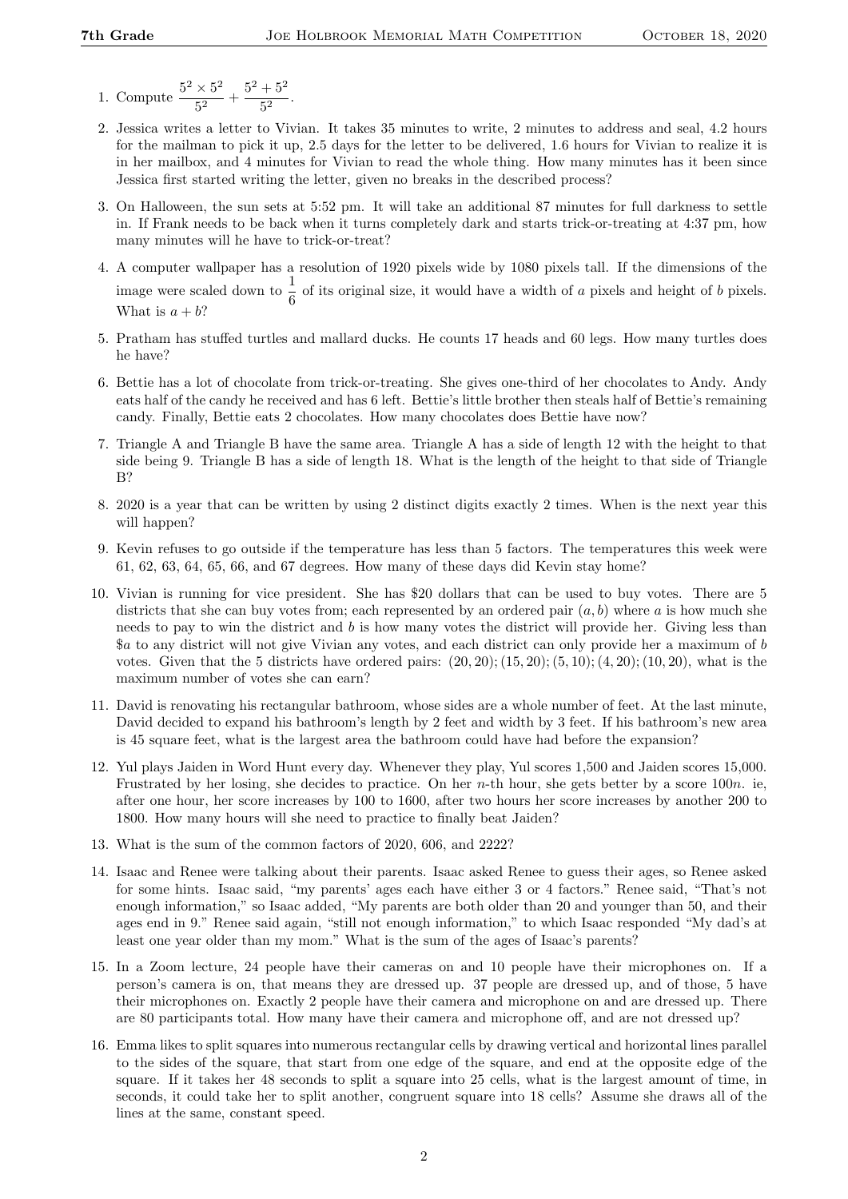1. Compute $\dfrac{5^2 \times 5^2}{5^2} + \dfrac{5^2 + 5^2}{5^2}$.

2. Jessica writes a letter to Vivian. It takes 35 minutes to write, 2 minutes to address and seal, 4.2 hours for the mailman to pick it up, 2.5 days for the letter to be delivered, 1.6 hours for Vivian to realize it is in her mailbox, and 4 minutes for Vivian to read the whole thing. How many minutes has it been since Jessica first started writing the letter, given no breaks in the described process?

3. On Halloween, the sun sets at 5:52 pm. It will take an additional 87 minutes for full darkness to settle in. If Frank needs to be back when it turns completely dark and starts trick-or-treating at 4:37 pm, how many minutes will he have to trick-or-treat?

4. A computer wallpaper has a resolution of 1920 pixels wide by 1080 pixels tall. If the dimensions of the image were scaled down to $\dfrac{1}{6}$ of its original size, it would have a width of $a$ pixels and height of $b$ pixels. What is $a + b$?

5. Pratham has stuffed turtles and mallard ducks. He counts 17 heads and 60 legs. How many turtles does he have?

6. Bettie has a lot of chocolate from trick-or-treating. She gives one-third of her chocolates to Andy. Andy eats half of the candy he received and has 6 left. Bettie's little brother then steals half of Bettie's remaining candy. Finally, Bettie eats 2 chocolates. How many chocolates does Bettie have now?

7. Triangle A and Triangle B have the same area. Triangle A has a side of length 12 with the height to that side being 9. Triangle B has a side of length 18. What is the length of the height to that side of Triangle B?

8. 2020 is a year that can be written by using 2 distinct digits exactly 2 times. When is the next year this will happen?

9. Kevin refuses to go outside if the temperature has less than 5 factors. The temperatures this week were 61, 62, 63, 64, 65, 66, and 67 degrees. How many of these days did Kevin stay home?

10. Vivian is running for vice president. She has \$20 dollars that can be used to buy votes. There are 5 districts that she can buy votes from; each represented by an ordered pair $(a, b)$ where $a$ is how much she needs to pay to win the district and $b$ is how many votes the district will provide her. Giving less than \$$a$ to any district will not give Vivian any votes, and each district can only provide her a maximum of $b$ votes. Given that the 5 districts have ordered pairs: $(20, 20); (15, 20); (5, 10); (4, 20); (10, 20)$, what is the maximum number of votes she can earn?

11. David is renovating his rectangular bathroom, whose sides are a whole number of feet. At the last minute, David decided to expand his bathroom's length by 2 feet and width by 3 feet. If his bathroom's new area is 45 square feet, what is the largest area the bathroom could have had before the expansion?

12. Yul plays Jaiden in Word Hunt every day. Whenever they play, Yul scores 1,500 and Jaiden scores 15,000. Frustrated by her losing, she decides to practice. On her $n$-th hour, she gets better by a score $100n$. ie, after one hour, her score increases by 100 to 1600, after two hours her score increases by another 200 to 1800. How many hours will she need to practice to finally beat Jaiden?

13. What is the sum of the common factors of 2020, 606, and 2222?

14. Isaac and Renee were talking about their parents. Isaac asked Renee to guess their ages, so Renee asked for some hints. Isaac said, "my parents' ages each have either 3 or 4 factors." Renee said, "That's not enough information," so Isaac added, "My parents are both older than 20 and younger than 50, and their ages end in 9." Renee said again, "still not enough information," to which Isaac responded "My dad's at least one year older than my mom." What is the sum of the ages of Isaac's parents?

15. In a Zoom lecture, 24 people have their cameras on and 10 people have their microphones on. If a person's camera is on, that means they are dressed up. 37 people are dressed up, and of those, 5 have their microphones on. Exactly 2 people have their camera and microphone on and are dressed up. There are 80 participants total. How many have their camera and microphone off, and are not dressed up?

16. Emma likes to split squares into numerous rectangular cells by drawing vertical and horizontal lines parallel to the sides of the square, that start from one edge of the square, and end at the opposite edge of the square. If it takes her 48 seconds to split a square into 25 cells, what is the largest amount of time, in seconds, it could take her to split another, congruent square into 18 cells? Assume she draws all of the lines at the same, constant speed.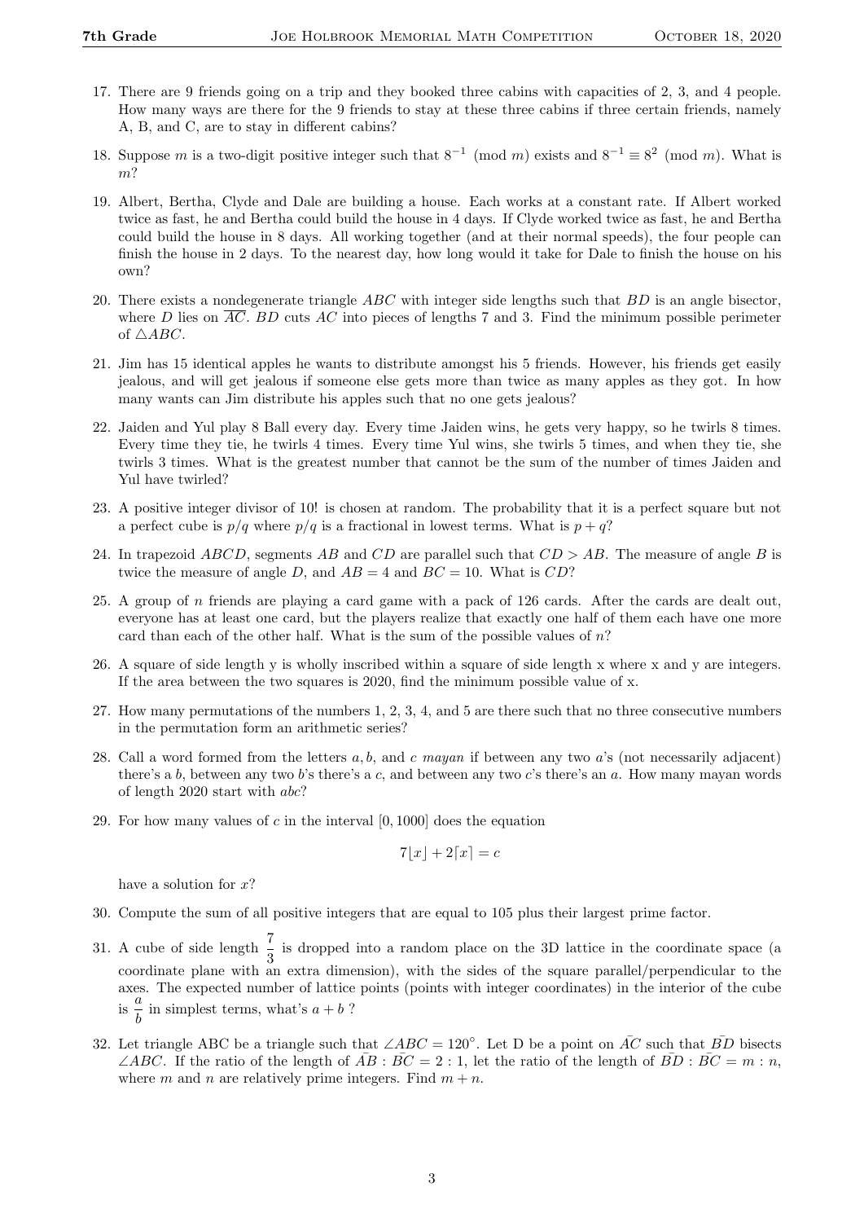17. There are 9 friends going on a trip and they booked three cabins with capacities of 2, 3, and 4 people. How many ways are there for the 9 friends to stay at these three cabins if three certain friends, namely A, B, and C, are to stay in different cabins?

18. Suppose $m$ is a two-digit positive integer such that $8^{-1} \pmod{m}$ exists and $8^{-1} \equiv 8^2 \pmod{m}$. What is $m$?

19. Albert, Bertha, Clyde and Dale are building a house. Each works at a constant rate. If Albert worked twice as fast, he and Bertha could build the house in 4 days. If Clyde worked twice as fast, he and Bertha could build the house in 8 days. All working together (and at their normal speeds), the four people can finish the house in 2 days. To the nearest day, how long would it take for Dale to finish the house on his own?

20. There exists a nondegenerate triangle $ABC$ with integer side lengths such that $BD$ is an angle bisector, where $D$ lies on $\overline{AC}$. $BD$ cuts $AC$ into pieces of lengths 7 and 3. Find the minimum possible perimeter of $\triangle ABC$.

21. Jim has 15 identical apples he wants to distribute amongst his 5 friends. However, his friends get easily jealous, and will get jealous if someone else gets more than twice as many apples as they got. In how many wants can Jim distribute his apples such that no one gets jealous?

22. Jaiden and Yul play 8 Ball every day. Every time Jaiden wins, he gets very happy, so he twirls 8 times. Every time they tie, he twirls 4 times. Every time Yul wins, she twirls 5 times, and when they tie, she twirls 3 times. What is the greatest number that cannot be the sum of the number of times Jaiden and Yul have twirled?

23. A positive integer divisor of 10! is chosen at random. The probability that it is a perfect square but not a perfect cube is $p/q$ where $p/q$ is a fractional in lowest terms. What is $p + q$?

24. In trapezoid $ABCD$, segments $AB$ and $CD$ are parallel such that $CD > AB$. The measure of angle $B$ is twice the measure of angle $D$, and $AB = 4$ and $BC = 10$. What is $CD$?

25. A group of $n$ friends are playing a card game with a pack of 126 cards. After the cards are dealt out, everyone has at least one card, but the players realize that exactly one half of them each have one more card than each of the other half. What is the sum of the possible values of $n$?

26. A square of side length y is wholly inscribed within a square of side length x where x and y are integers. If the area between the two squares is 2020, find the minimum possible value of x.

27. How many permutations of the numbers 1, 2, 3, 4, and 5 are there such that no three consecutive numbers in the permutation form an arithmetic series?

28. Call a word formed from the letters $a, b$, and $c$ *mayan* if between any two $a$'s (not necessarily adjacent) there's a $b$, between any two $b$'s there's a $c$, and between any two $c$'s there's an $a$. How many mayan words of length 2020 start with $abc$?

29. For how many values of $c$ in the interval $[0, 1000]$ does the equation

$$7\lfloor x \rfloor + 2\lceil x \rceil = c$$

have a solution for $x$?

30. Compute the sum of all positive integers that are equal to 105 plus their largest prime factor.

31. A cube of side length $\dfrac{7}{3}$ is dropped into a random place on the 3D lattice in the coordinate space (a coordinate plane with an extra dimension), with the sides of the square parallel/perpendicular to the axes. The expected number of lattice points (points with integer coordinates) in the interior of the cube is $\dfrac{a}{b}$ in simplest terms, what's $a + b$ ?

32. Let triangle ABC be a triangle such that $\angle ABC = 120^\circ$. Let D be a point on $\bar{AC}$ such that $\bar{BD}$ bisects $\angle ABC$. If the ratio of the length of $\bar{AB} : \bar{BC} = 2 : 1$, let the ratio of the length of $\bar{BD} : \bar{BC} = m : n$, where $m$ and $n$ are relatively prime integers. Find $m + n$.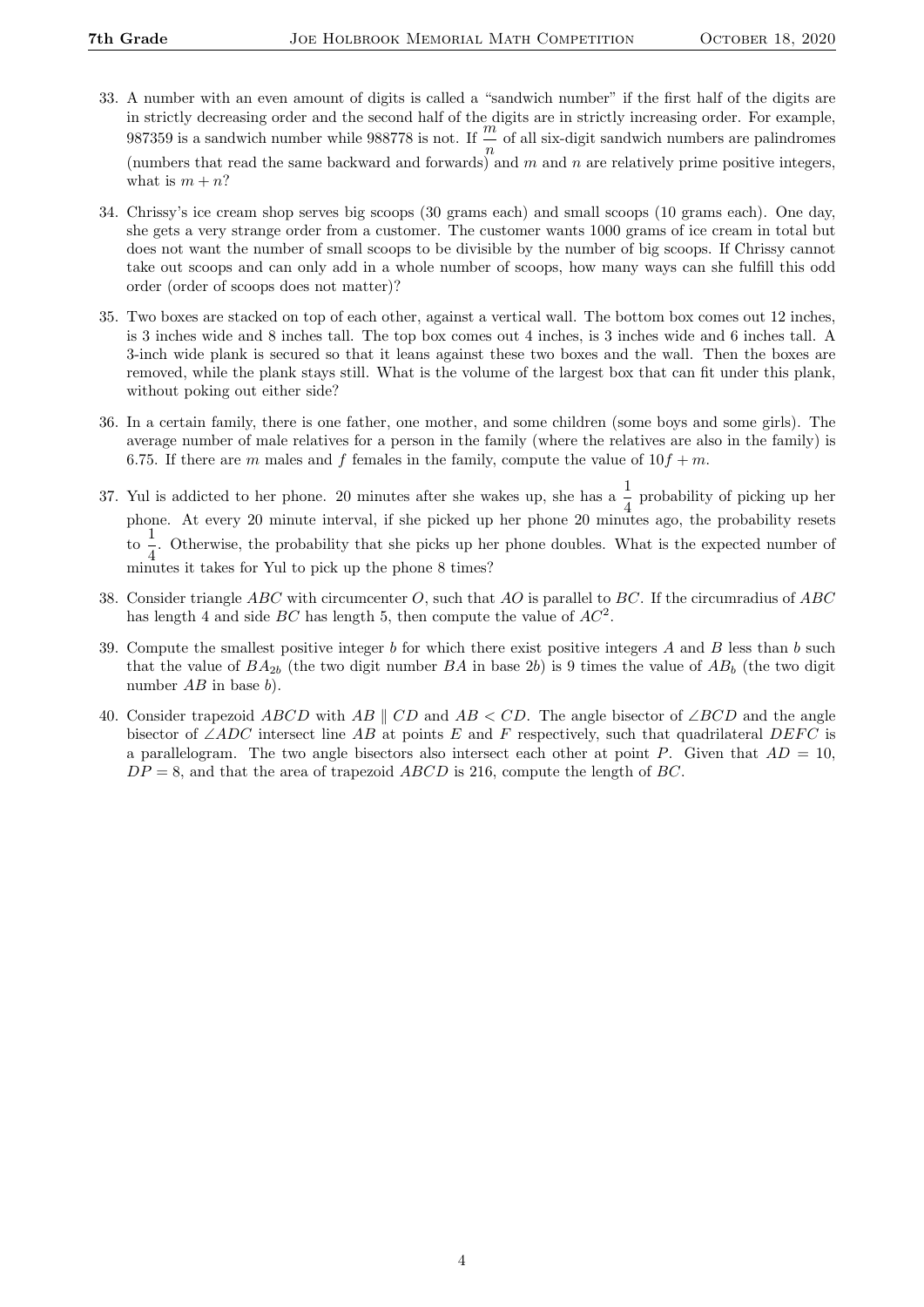33. A number with an even amount of digits is called a "sandwich number" if the first half of the digits are in strictly decreasing order and the second half of the digits are in strictly increasing order. For example, 987359 is a sandwich number while 988778 is not. If $\frac{m}{n}$ of all six-digit sandwich numbers are palindromes (numbers that read the same backward and forwards) and $m$ and $n$ are relatively prime positive integers, what is $m + n$?

34. Chrissy's ice cream shop serves big scoops (30 grams each) and small scoops (10 grams each). One day, she gets a very strange order from a customer. The customer wants 1000 grams of ice cream in total but does not want the number of small scoops to be divisible by the number of big scoops. If Chrissy cannot take out scoops and can only add in a whole number of scoops, how many ways can she fulfill this odd order (order of scoops does not matter)?

35. Two boxes are stacked on top of each other, against a vertical wall. The bottom box comes out 12 inches, is 3 inches wide and 8 inches tall. The top box comes out 4 inches, is 3 inches wide and 6 inches tall. A 3-inch wide plank is secured so that it leans against these two boxes and the wall. Then the boxes are removed, while the plank stays still. What is the volume of the largest box that can fit under this plank, without poking out either side?

36. In a certain family, there is one father, one mother, and some children (some boys and some girls). The average number of male relatives for a person in the family (where the relatives are also in the family) is 6.75. If there are $m$ males and $f$ females in the family, compute the value of $10f + m$.

37. Yul is addicted to her phone. 20 minutes after she wakes up, she has a $\frac{1}{4}$ probability of picking up her phone. At every 20 minute interval, if she picked up her phone 20 minutes ago, the probability resets to $\frac{1}{4}$. Otherwise, the probability that she picks up her phone doubles. What is the expected number of minutes it takes for Yul to pick up the phone 8 times?

38. Consider triangle $ABC$ with circumcenter $O$, such that $AO$ is parallel to $BC$. If the circumradius of $ABC$ has length 4 and side $BC$ has length 5, then compute the value of $AC^2$.

39. Compute the smallest positive integer $b$ for which there exist positive integers $A$ and $B$ less than $b$ such that the value of $BA_{2b}$ (the two digit number $BA$ in base $2b$) is 9 times the value of $AB_b$ (the two digit number $AB$ in base $b$).

40. Consider trapezoid $ABCD$ with $AB \parallel CD$ and $AB < CD$. The angle bisector of $\angle BCD$ and the angle bisector of $\angle ADC$ intersect line $AB$ at points $E$ and $F$ respectively, such that quadrilateral $DEFC$ is a parallelogram. The two angle bisectors also intersect each other at point $P$. Given that $AD = 10$, $DP = 8$, and that the area of trapezoid $ABCD$ is 216, compute the length of $BC$.